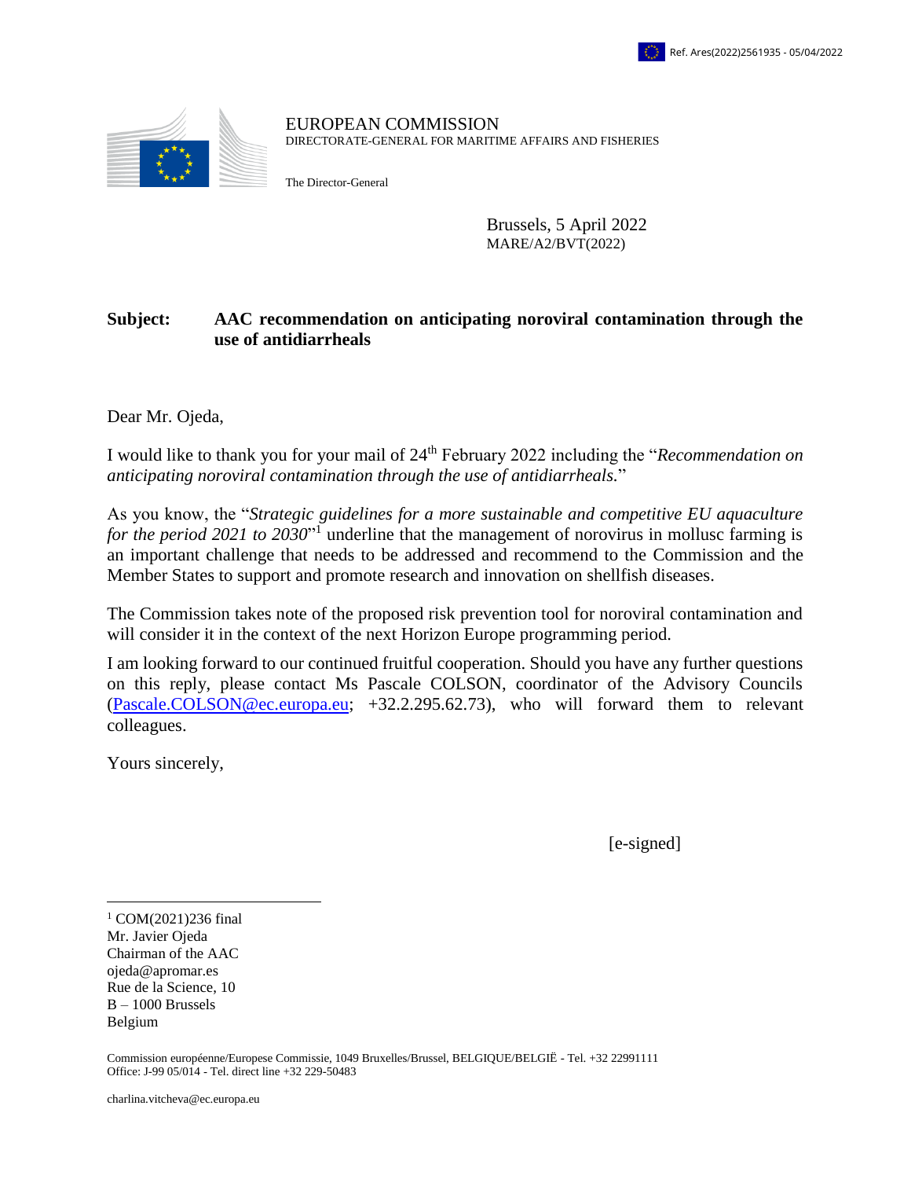Ref. Ares(2022)2561935 - 05/04/2022

EUROPEAN COMMISSION
DIRECTORATE-GENERAL FOR MARITIME AFFAIRS AND FISHERIES

The Director-General

Brussels, 5 April 2022
MARE/A2/BVT(2022)

**Subject: AAC recommendation on anticipating noroviral contamination through the use of antidiarrheals**

Dear Mr. Ojeda,

I would like to thank you for your mail of 24th February 2022 including the "*Recommendation on anticipating noroviral contamination through the use of antidiarrheals.*"

As you know, the "*Strategic guidelines for a more sustainable and competitive EU aquaculture for the period 2021 to 2030*"[1] underline that the management of norovirus in mollusc farming is an important challenge that needs to be addressed and recommend to the Commission and the Member States to support and promote research and innovation on shellfish diseases.

The Commission takes note of the proposed risk prevention tool for noroviral contamination and will consider it in the context of the next Horizon Europe programming period.

I am looking forward to our continued fruitful cooperation. Should you have any further questions on this reply, please contact Ms Pascale COLSON, coordinator of the Advisory Councils (Pascale.COLSON@ec.europa.eu; +32.2.295.62.73), who will forward them to relevant colleagues.

Yours sincerely,

[e-signed]

[1] COM(2021)236 final

Mr. Javier Ojeda
Chairman of the AAC
ojeda@apromar.es
Rue de la Science, 10
B – 1000 Brussels
Belgium

Commission européenne/Europese Commissie, 1049 Bruxelles/Brussel, BELGIQUE/BELGIË - Tel. +32 22991111
Office: J-99 05/014 - Tel. direct line +32 229-50483

charlina.vitcheva@ec.europa.eu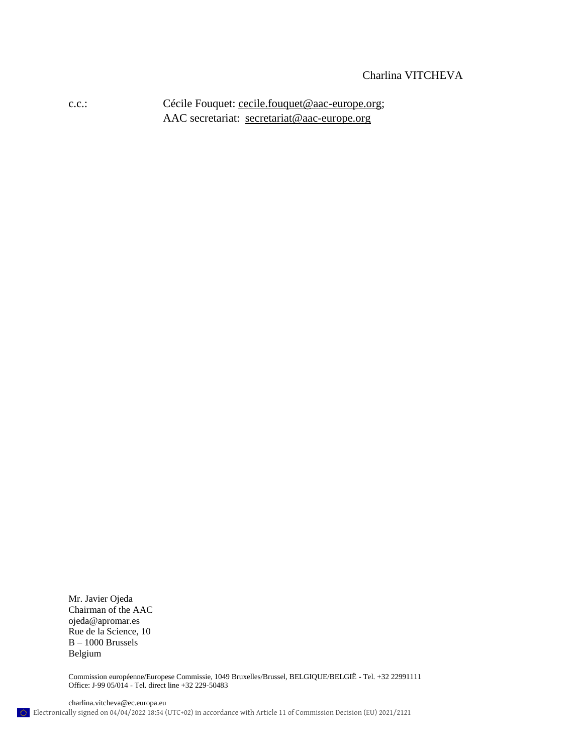Charlina VITCHEVA

c.c.: Cécile Fouquet: cecile.fouquet@aac-europe.org;
AAC secretariat: secretariat@aac-europe.org

Mr. Javier Ojeda
Chairman of the AAC
ojeda@apromar.es
Rue de la Science, 10
B – 1000 Brussels
Belgium

Commission européenne/Europese Commissie, 1049 Bruxelles/Brussel, BELGIQUE/BELGIË - Tel. +32 22991111
Office: J-99 05/014 - Tel. direct line +32 229-50483

charlina.vitcheva@ec.europa.eu

Electronically signed on 04/04/2022 18:54 (UTC+02) in accordance with Article 11 of Commission Decision (EU) 2021/2121